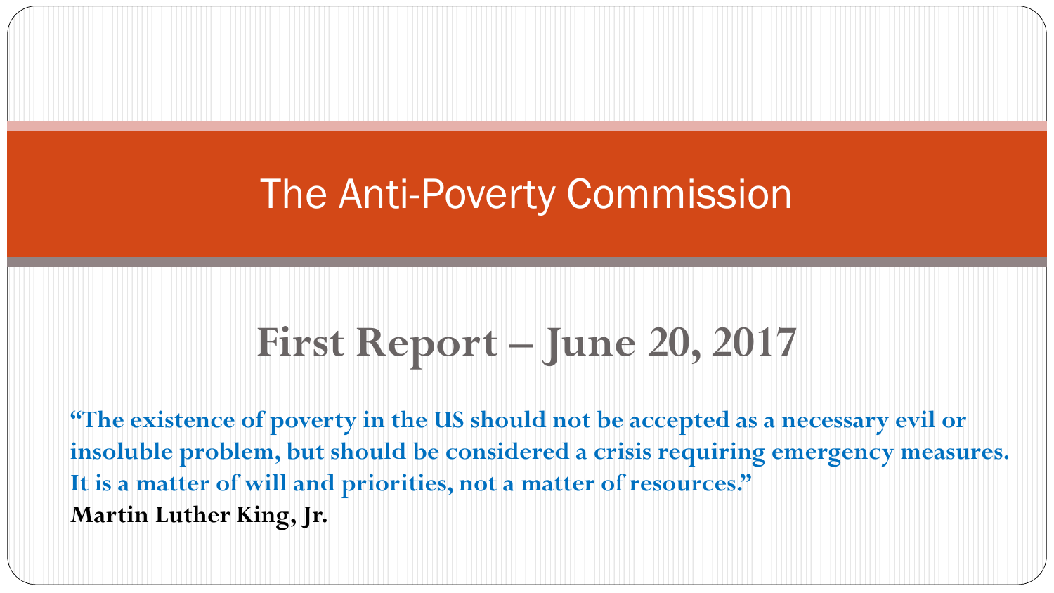# The Anti-Poverty Commission

## First Report – June 20, 2017

**"The existence of poverty in the US should not be accepted as a necessary evil or insoluble problem, but should be considered a crisis requiring emergency measures. It is a matter of will and priorities, not a matter of resources."**

**Martin Luther King, Jr.**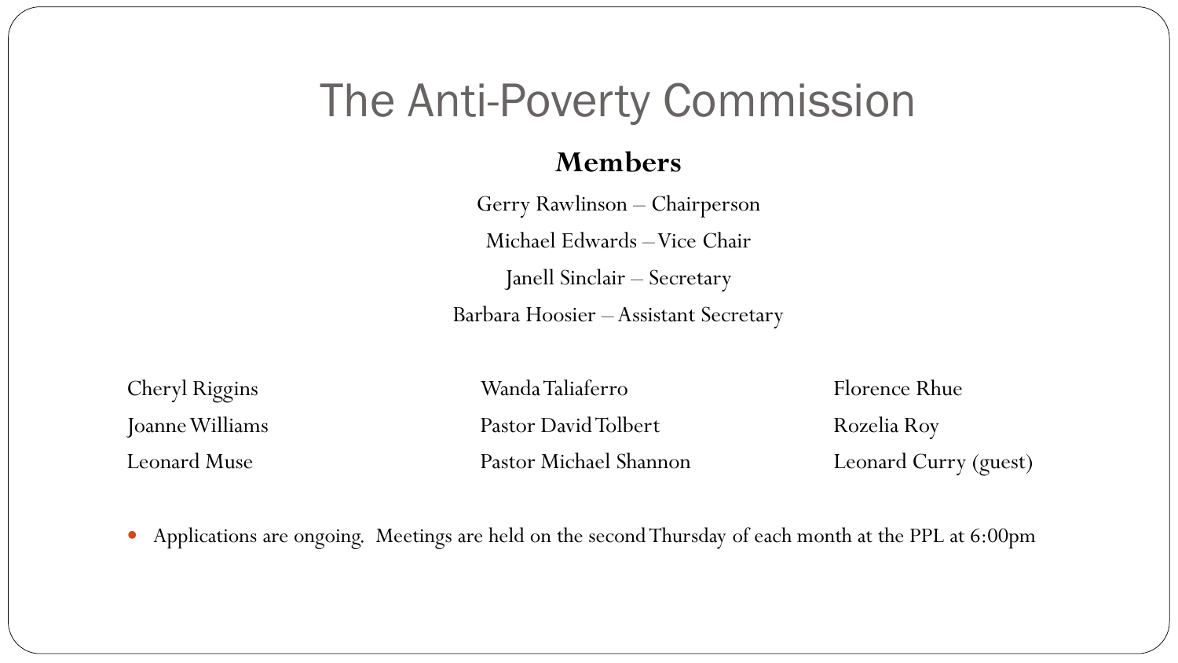# The Anti-Poverty Commission

**Members**

Gerry Rawlinson – Chairperson

Michael Edwards – Vice Chair

Janell Sinclair – Secretary

Barbara Hoosier – Assistant Secretary

Cheryl Riggins

Joanne Williams

Leonard Muse

Wanda Taliaferro

Pastor David Tolbert

Pastor Michael Shannon

Florence Rhue

Rozelia Roy

Leonard Curry (guest)

- Applications are ongoing. Meetings are held on the second Thursday of each month at the PPL at 6:00pm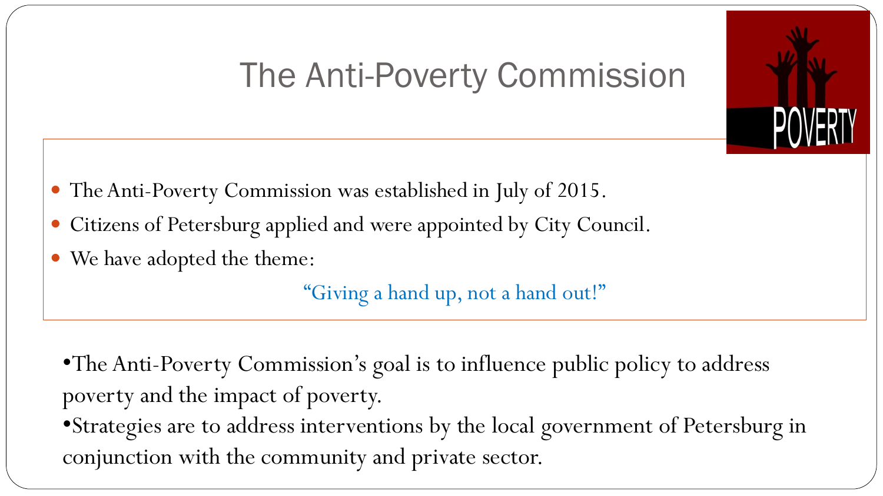# The Anti-Poverty Commission

- The Anti-Poverty Commission was established in July of 2015.
- Citizens of Petersburg applied and were appointed by City Council.
- We have adopted the theme:

  "Giving a hand up, not a hand out!"

- The Anti-Poverty Commission's goal is to influence public policy to address poverty and the impact of poverty.
- Strategies are to address interventions by the local government of Petersburg in conjunction with the community and private sector.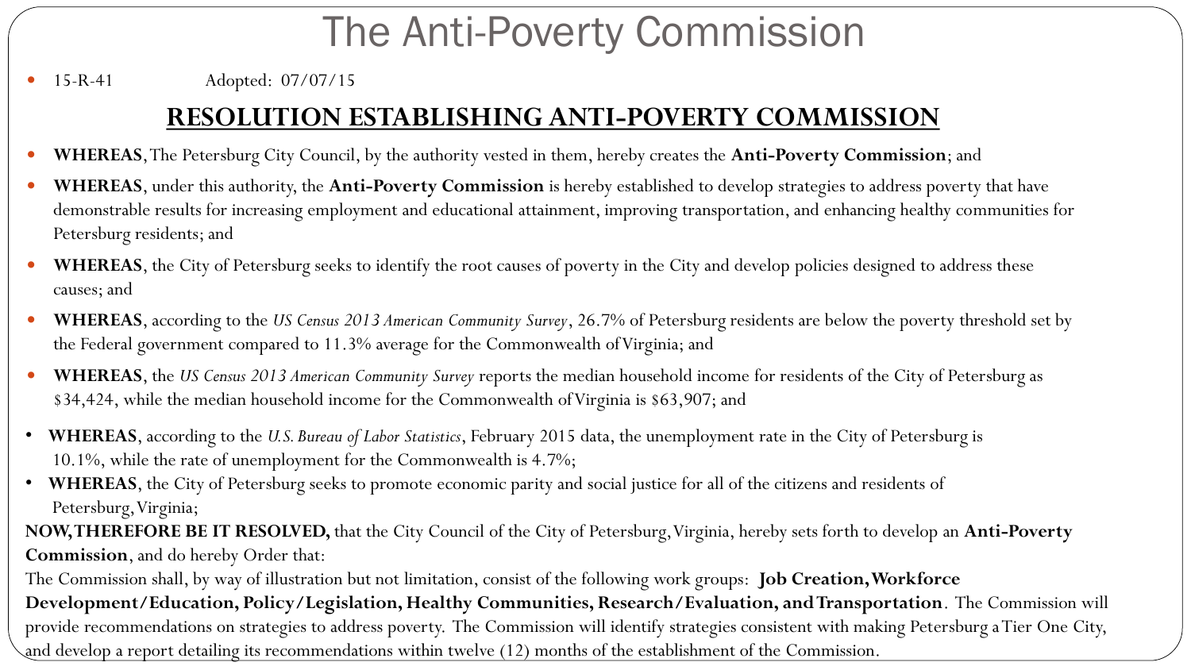# The Anti-Poverty Commission

- 15-R-41 Adopted: 07/07/15

## RESOLUTION ESTABLISHING ANTI-POVERTY COMMISSION

- **WHEREAS**, The Petersburg City Council, by the authority vested in them, hereby creates the **Anti-Poverty Commission**; and
- **WHEREAS**, under this authority, the **Anti-Poverty Commission** is hereby established to develop strategies to address poverty that have demonstrable results for increasing employment and educational attainment, improving transportation, and enhancing healthy communities for Petersburg residents; and
- **WHEREAS**, the City of Petersburg seeks to identify the root causes of poverty in the City and develop policies designed to address these causes; and
- **WHEREAS**, according to the *US Census 2013 American Community Survey*, 26.7% of Petersburg residents are below the poverty threshold set by the Federal government compared to 11.3% average for the Commonwealth of Virginia; and
- **WHEREAS**, the *US Census 2013 American Community Survey* reports the median household income for residents of the City of Petersburg as $34,424, while the median household income for the Commonwealth of Virginia is $63,907; and
- **WHEREAS**, according to the *U.S. Bureau of Labor Statistics*, February 2015 data, the unemployment rate in the City of Petersburg is 10.1%, while the rate of unemployment for the Commonwealth is 4.7%;
- **WHEREAS**, the City of Petersburg seeks to promote economic parity and social justice for all of the citizens and residents of Petersburg, Virginia;

**NOW, THEREFORE BE IT RESOLVED,** that the City Council of the City of Petersburg, Virginia, hereby sets forth to develop an **Anti-Poverty Commission**, and do hereby Order that:

The Commission shall, by way of illustration but not limitation, consist of the following work groups: **Job Creation, Workforce Development/Education, Policy/Legislation, Healthy Communities, Research/Evaluation, and Transportation**. The Commission will provide recommendations on strategies to address poverty. The Commission will identify strategies consistent with making Petersburg a Tier One City, and develop a report detailing its recommendations within twelve (12) months of the establishment of the Commission.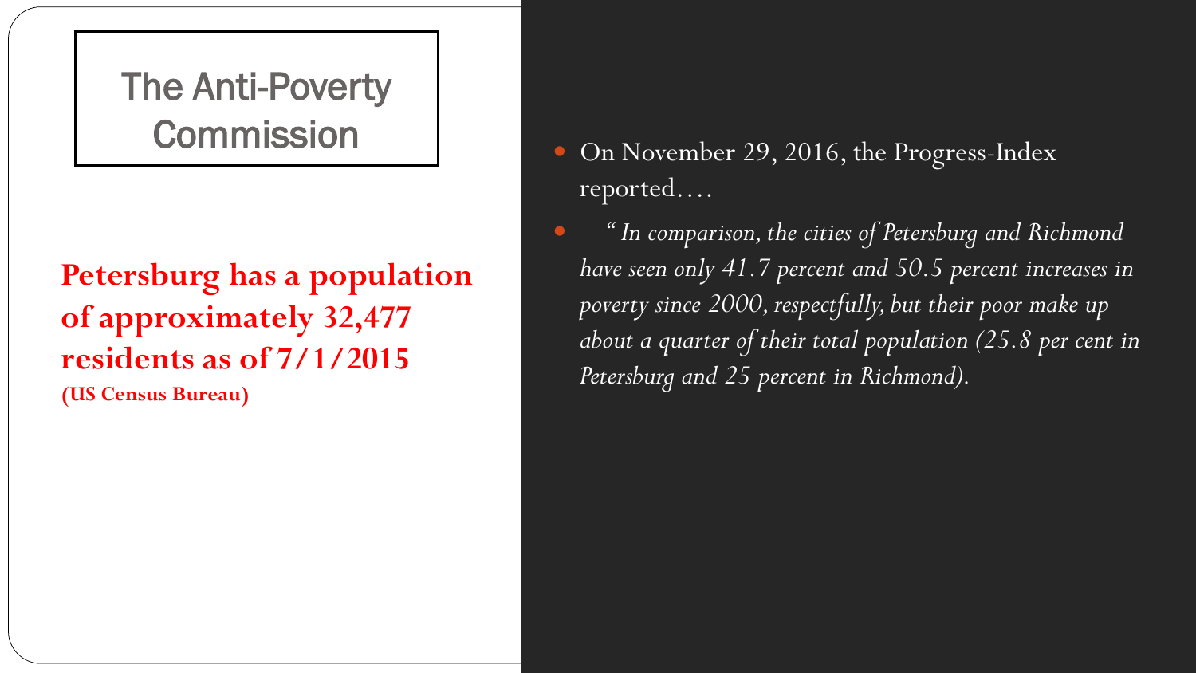# The Anti-Poverty Commission

**Petersburg has a population of approximately 32,477 residents as of 7/1/2015**
**(US Census Bureau)**

- On November 29, 2016, the Progress-Index reported….
- *"In comparison, the cities of Petersburg and Richmond have seen only 41.7 percent and 50.5 percent increases in poverty since 2000, respectfully, but their poor make up about a quarter of their total population (25.8 per cent in Petersburg and 25 percent in Richmond).*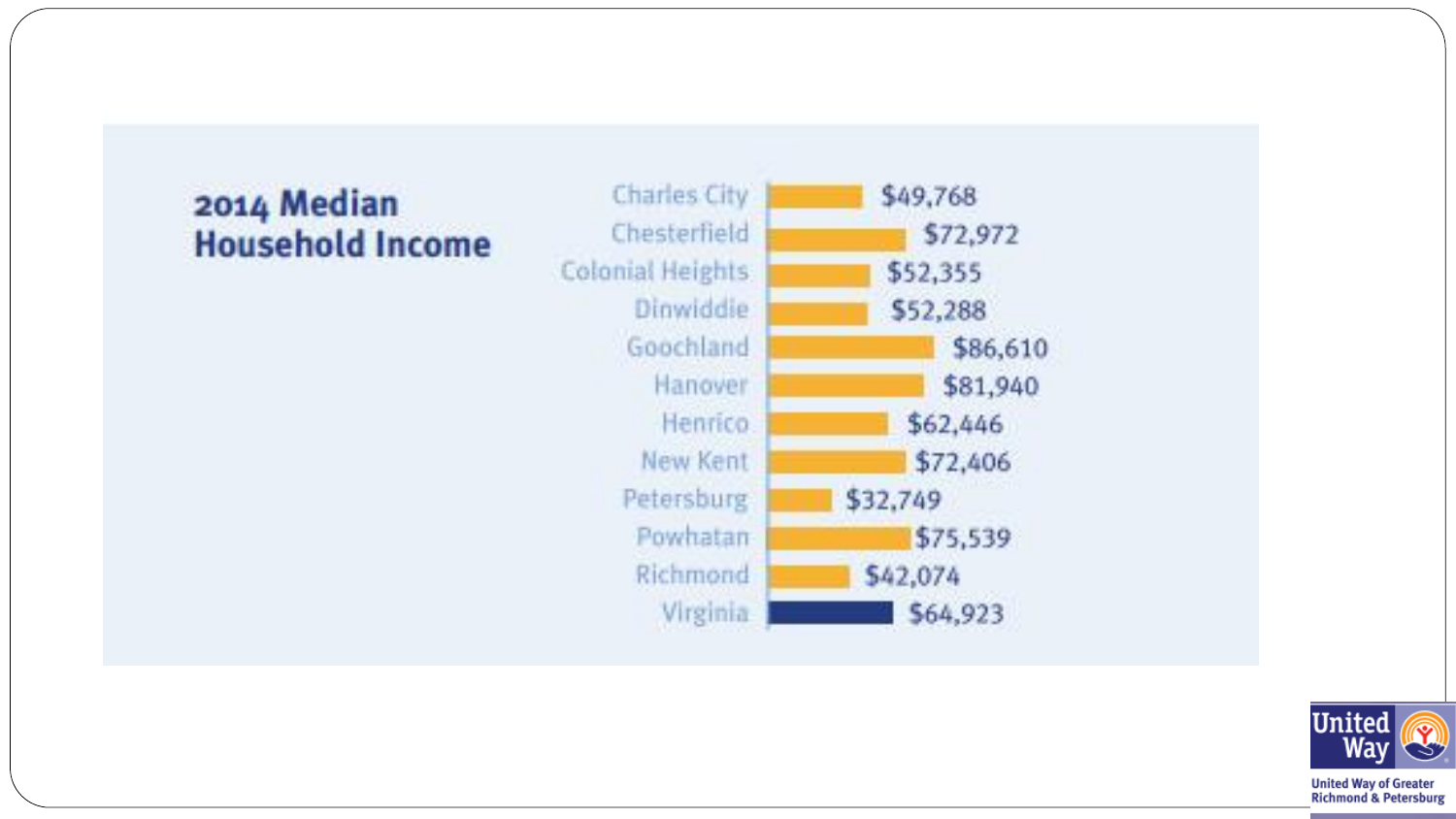## 2014 Median Household Income

| Locality | Median Household Income |
|---|---|
| Charles City | $49,768 |
| Chesterfield | $72,972 |
| Colonial Heights | $52,355 |
| Dinwiddie | $52,288 |
| Goochland | $86,610 |
| Hanover | $81,940 |
| Henrico | $62,446 |
| New Kent | $72,406 |
| Petersburg | $32,749 |
| Powhatan | $75,539 |
| Richmond | $42,074 |
| Virginia | $64,923 |

United Way

United Way of Greater Richmond & Petersburg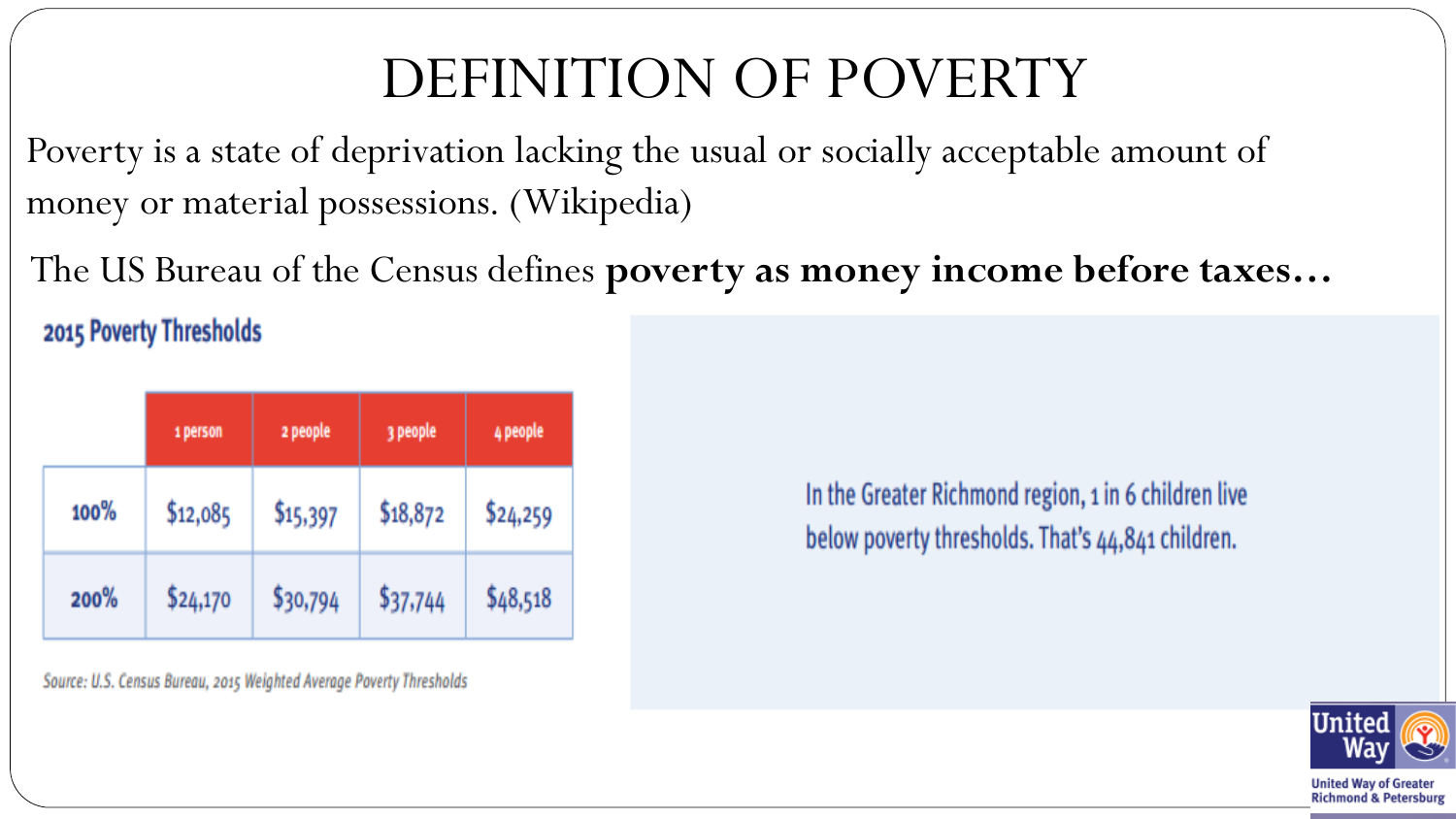# DEFINITION OF POVERTY

Poverty is a state of deprivation lacking the usual or socially acceptable amount of money or material possessions. (Wikipedia)

The US Bureau of the Census defines **poverty as money income before taxes…**

## 2015 Poverty Thresholds

| | 1 person | 2 people | 3 people | 4 people |
|---|---|---|---|---|
| 100% | $12,085 | $15,397 | $18,872 | $24,259 |
| 200% | $24,170 | $30,794 | $37,744 | $48,518 |

Source: U.S. Census Bureau, 2015 Weighted Average Poverty Thresholds

In the Greater Richmond region, 1 in 6 children live below poverty thresholds. That's 44,841 children.

United Way of Greater Richmond & Petersburg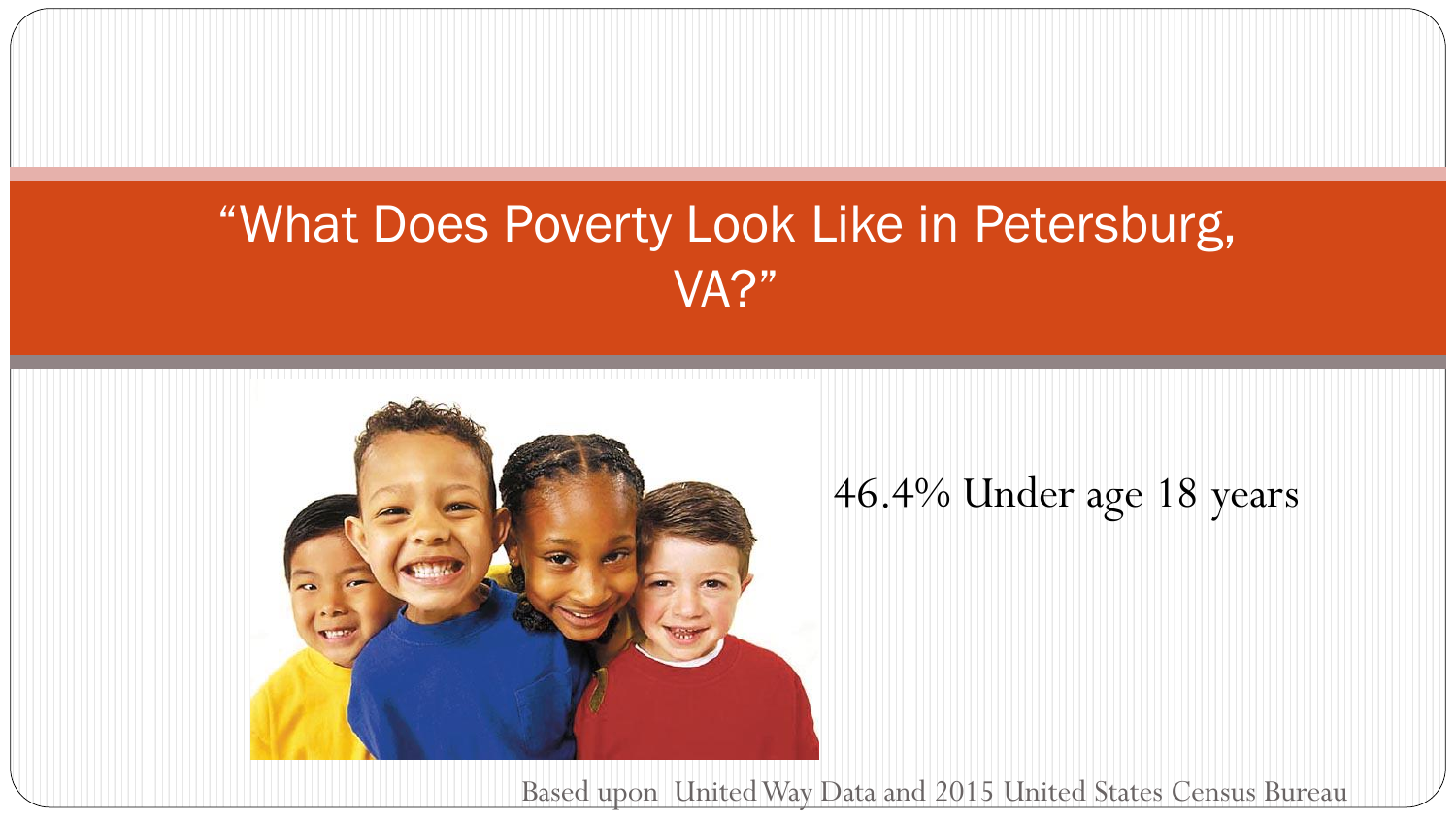# "What Does Poverty Look Like in Petersburg, VA?"

46.4% Under age 18 years

Based upon United Way Data and 2015 United States Census Bureau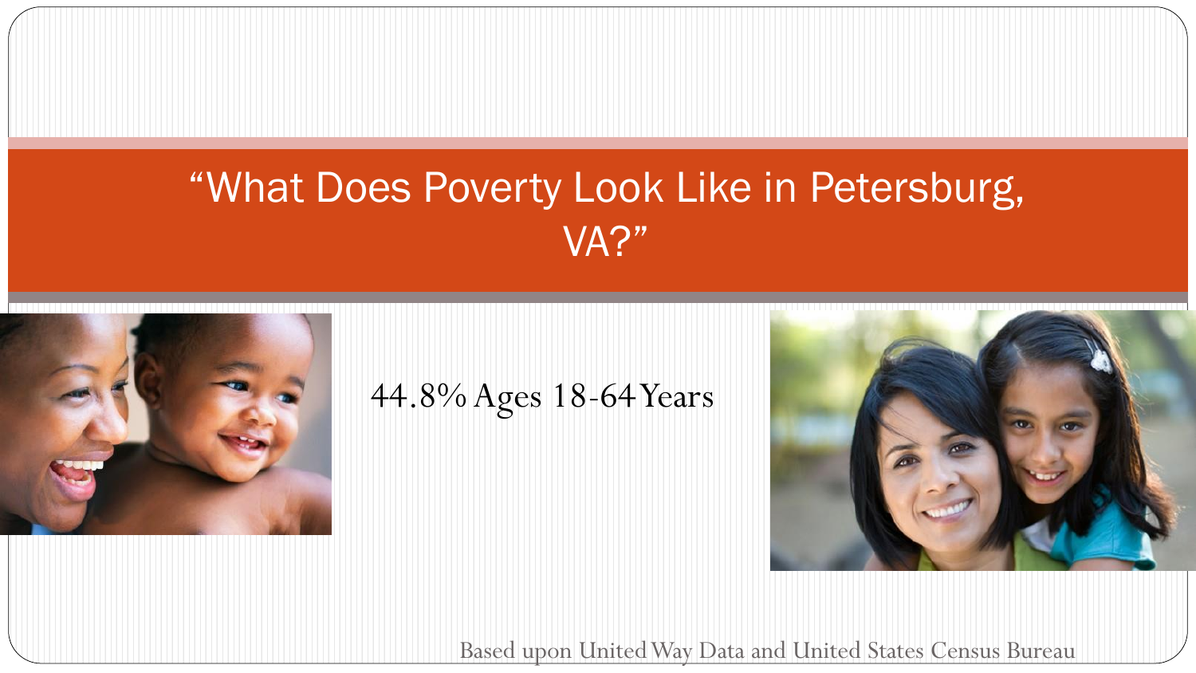# "What Does Poverty Look Like in Petersburg, VA?"

44.8% Ages 18-64 Years

Based upon United Way Data and United States Census Bureau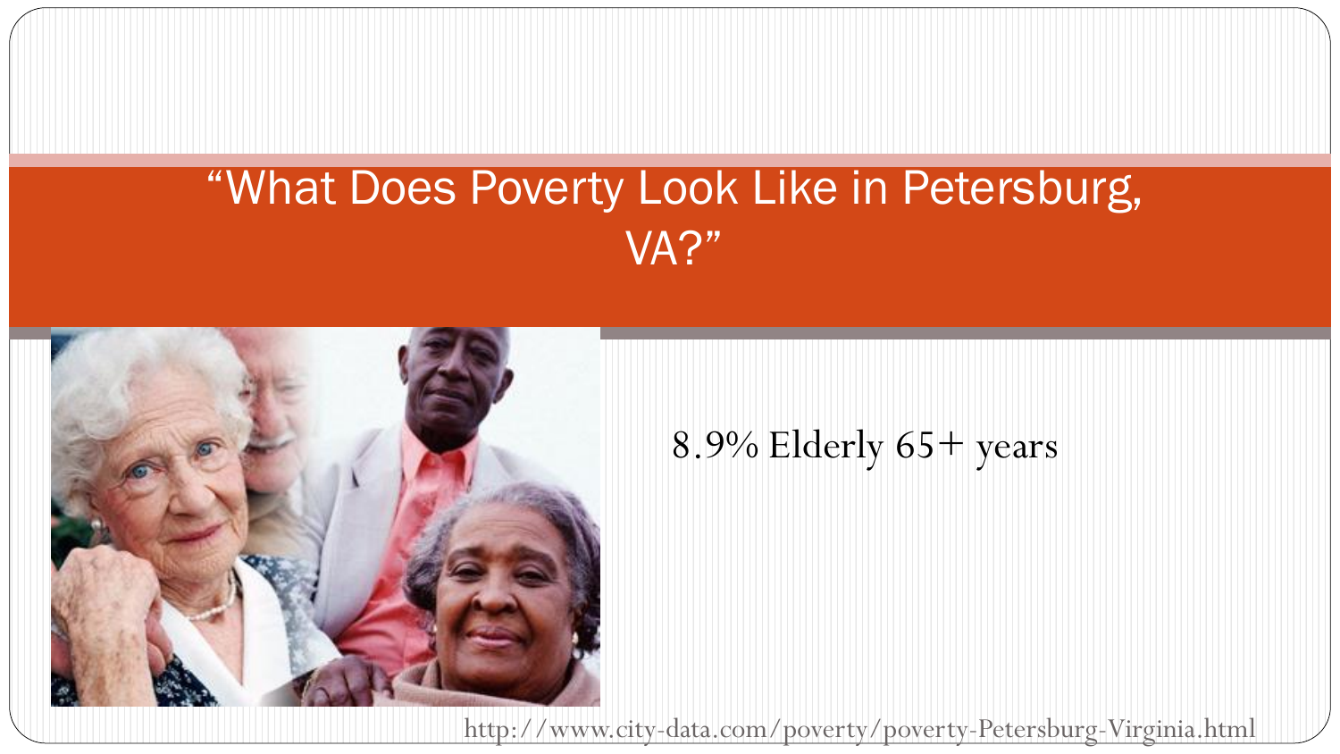# "What Does Poverty Look Like in Petersburg, VA?"

8.9% Elderly 65+ years

http://www.city-data.com/poverty/poverty-Petersburg-Virginia.html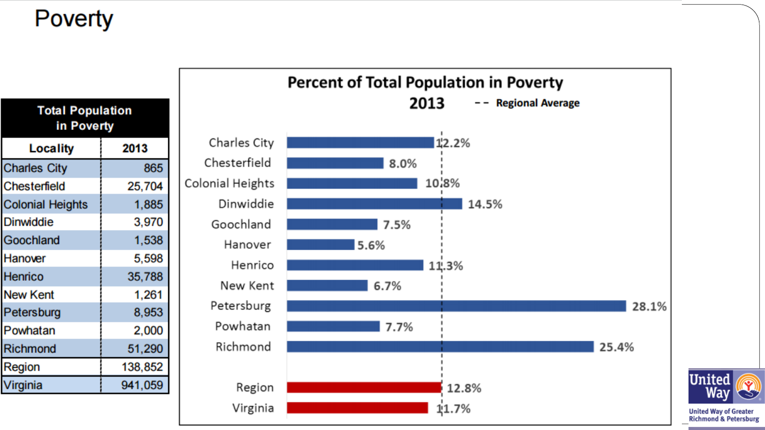# Poverty

| Total Population in Poverty | |
|---|---|
| **Locality** | **2013** |
| Charles City | 865 |
| Chesterfield | 25,704 |
| Colonial Heights | 1,885 |
| Dinwiddie | 3,970 |
| Goochland | 1,538 |
| Hanover | 5,598 |
| Henrico | 35,788 |
| New Kent | 1,261 |
| Petersburg | 8,953 |
| Powhatan | 2,000 |
| Richmond | 51,290 |
| Region | 138,852 |
| Virginia | 941,059 |

**Percent of Total Population in Poverty 2013**

-- Regional Average

| Locality | Percent |
|---|---|
| Charles City | 12.2% |
| Chesterfield | 8.0% |
| Colonial Heights | 10.8% |
| Dinwiddie | 14.5% |
| Goochland | 7.5% |
| Hanover | 5.6% |
| Henrico | 11.3% |
| New Kent | 6.7% |
| Petersburg | 28.1% |
| Powhatan | 7.7% |
| Richmond | 25.4% |
| Region | 12.8% |
| Virginia | 11.7% |

United Way

United Way of Greater Richmond & Petersburg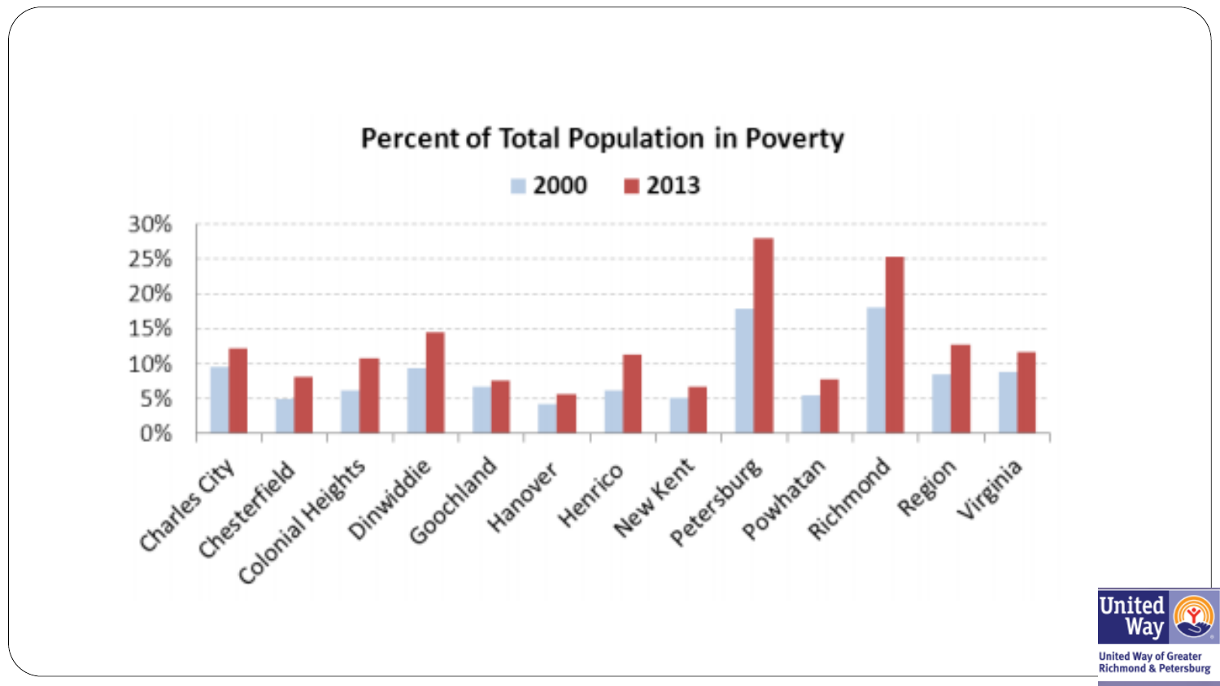## Percent of Total Population in Poverty

2000 | 2013

30%
25%
20%
15%
10%
5%
0%

Charles City, Chesterfield, Colonial Heights, Dinwiddie, Goochland, Hanover, Henrico, New Kent, Petersburg, Powhatan, Richmond, Region, Virginia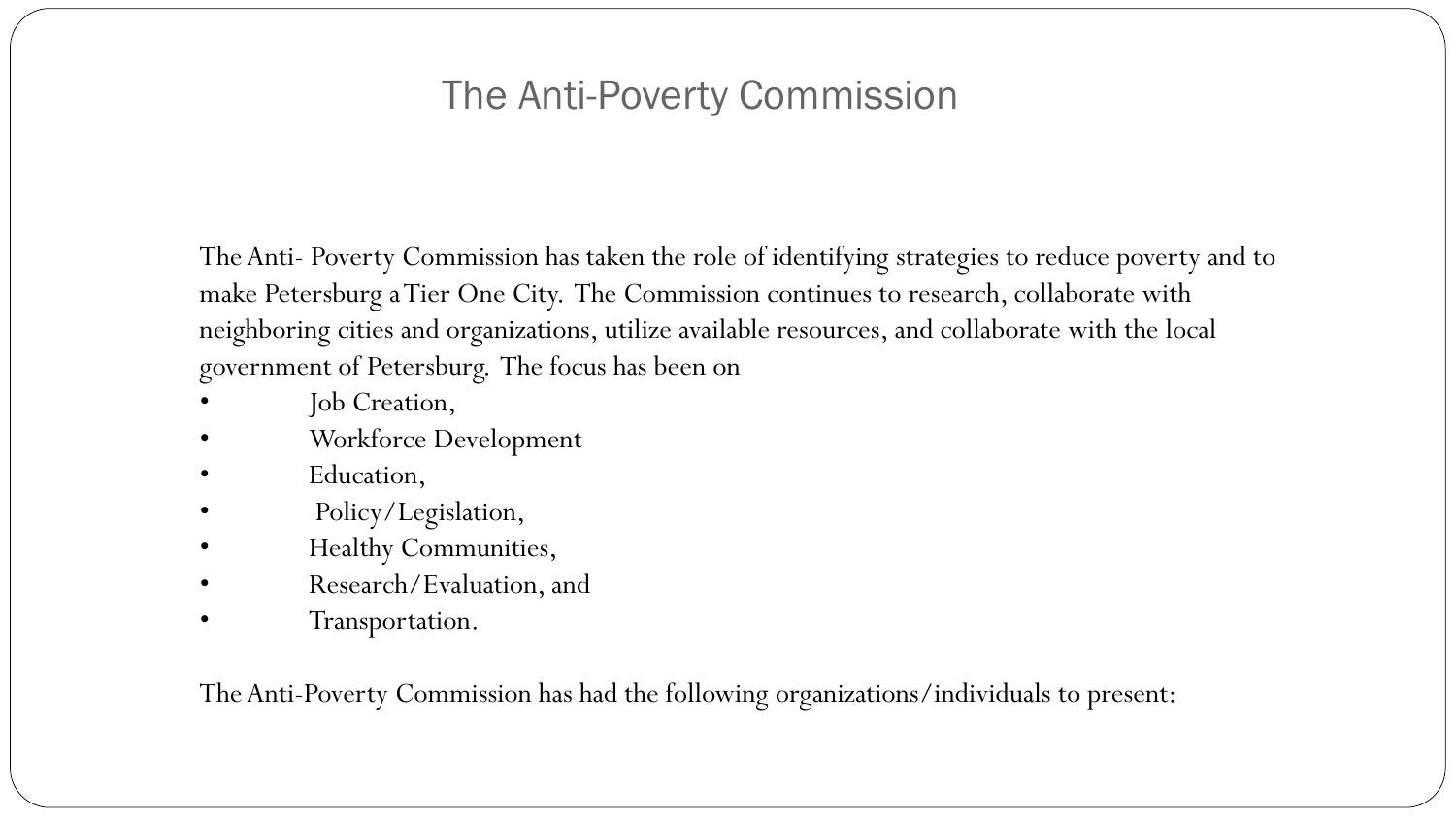# The Anti-Poverty Commission

The Anti- Poverty Commission has taken the role of identifying strategies to reduce poverty and to make Petersburg a Tier One City. The Commission continues to research, collaborate with neighboring cities and organizations, utilize available resources, and collaborate with the local government of Petersburg. The focus has been on

- Job Creation,
- Workforce Development
- Education,
- Policy/Legislation,
- Healthy Communities,
- Research/Evaluation, and
- Transportation.

The Anti-Poverty Commission has had the following organizations/individuals to present: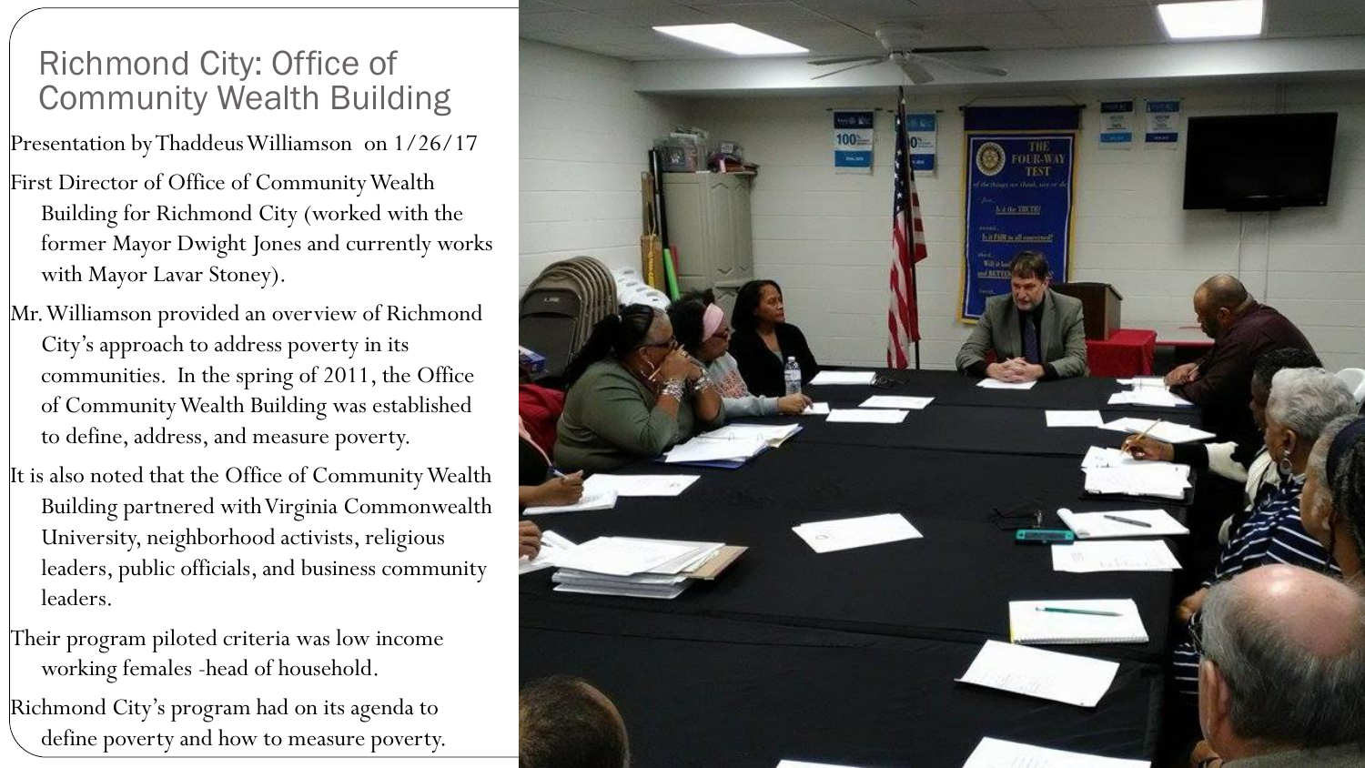# Richmond City: Office of Community Wealth Building

Presentation by Thaddeus Williamson on 1/26/17

First Director of Office of Community Wealth Building for Richmond City (worked with the former Mayor Dwight Jones and currently works with Mayor Lavar Stoney).

Mr. Williamson provided an overview of Richmond City's approach to address poverty in its communities. In the spring of 2011, the Office of Community Wealth Building was established to define, address, and measure poverty.

It is also noted that the Office of Community Wealth Building partnered with Virginia Commonwealth University, neighborhood activists, religious leaders, public officials, and business community leaders.

Their program piloted criteria was low income working females -head of household.

Richmond City's program had on its agenda to define poverty and how to measure poverty.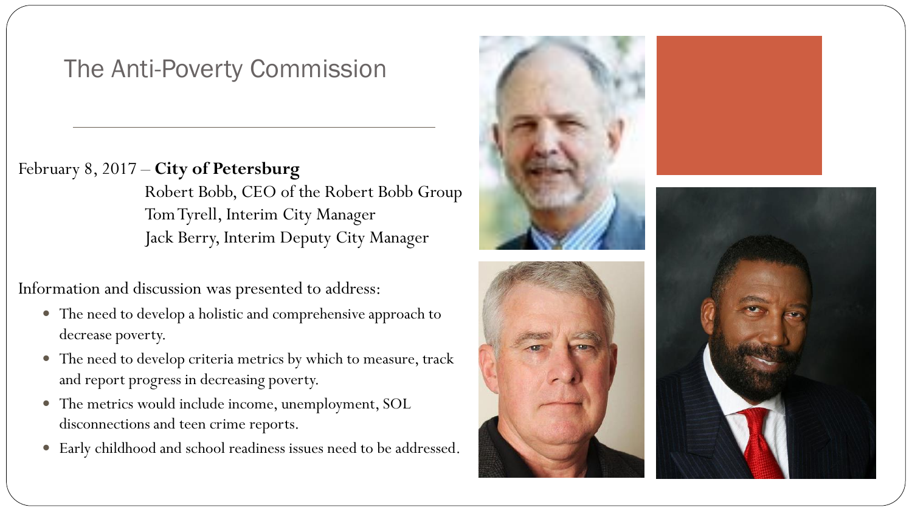# The Anti-Poverty Commission

February 8, 2017 – **City of Petersburg**

Robert Bobb, CEO of the Robert Bobb Group
Tom Tyrell, Interim City Manager
Jack Berry, Interim Deputy City Manager

Information and discussion was presented to address:

- The need to develop a holistic and comprehensive approach to decrease poverty.
- The need to develop criteria metrics by which to measure, track and report progress in decreasing poverty.
- The metrics would include income, unemployment, SOL disconnections and teen crime reports.
- Early childhood and school readiness issues need to be addressed.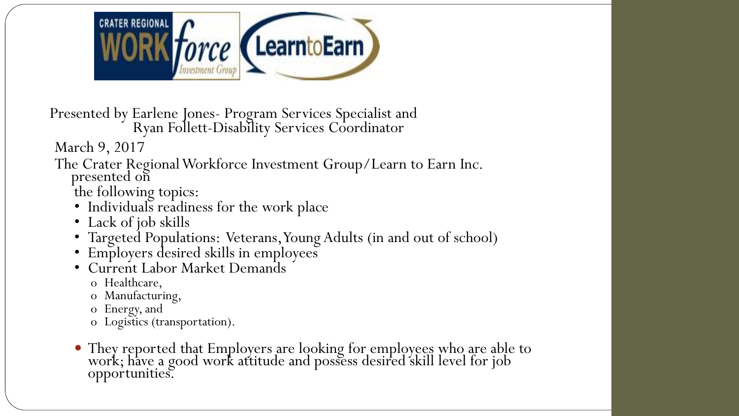Presented by Earlene Jones- Program Services Specialist and Ryan Follett-Disability Services Coordinator

March 9, 2017

The Crater Regional Workforce Investment Group/Learn to Earn Inc. presented on the following topics:

- Individuals readiness for the work place
- Lack of job skills
- Targeted Populations: Veterans, Young Adults (in and out of school)
- Employers desired skills in employees
- Current Labor Market Demands
  - Healthcare,
  - Manufacturing,
  - Energy, and
  - Logistics (transportation).

- They reported that Employers are looking for employees who are able to work; have a good work attitude and possess desired skill level for job opportunities.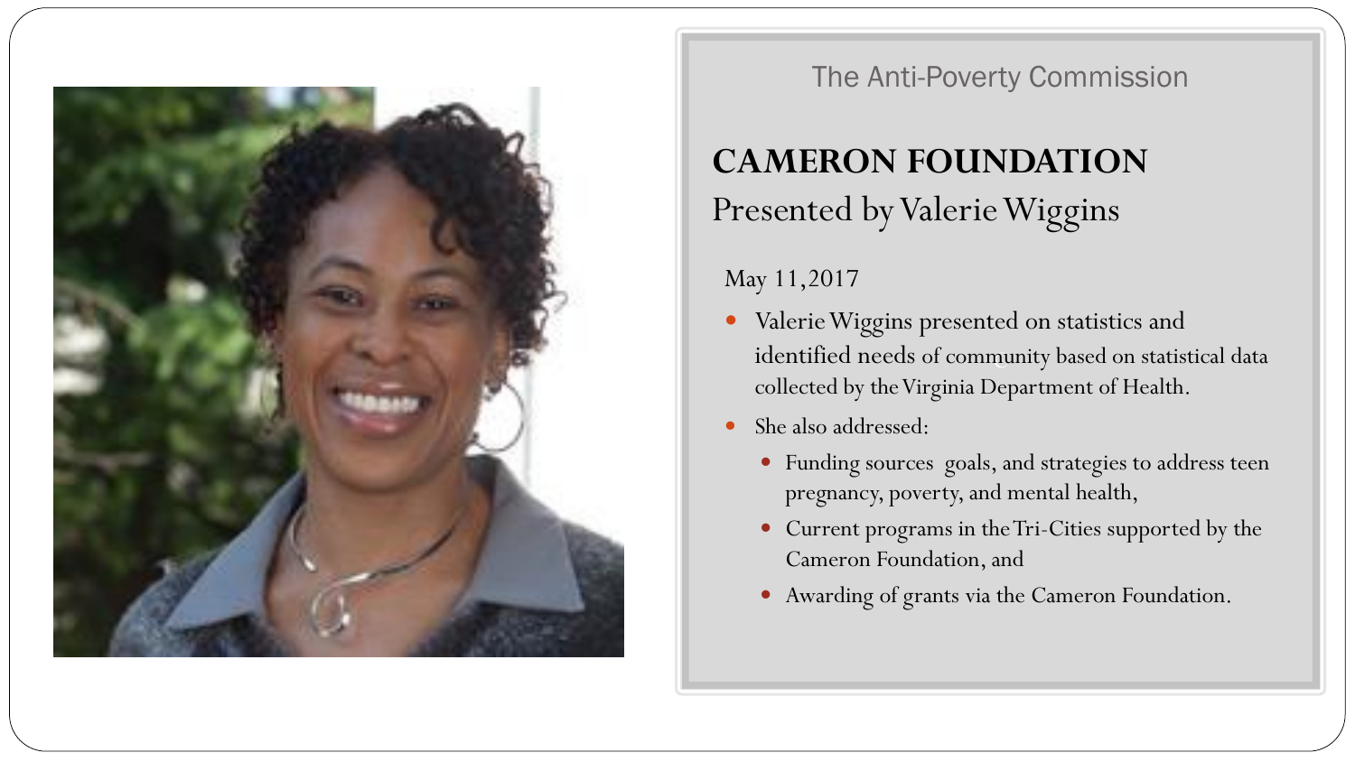The Anti-Poverty Commission

## CAMERON FOUNDATION

Presented by Valerie Wiggins

May 11,2017

- Valerie Wiggins presented on statistics and identified needs of community based on statistical data collected by the Virginia Department of Health.
- She also addressed:
  - Funding sources goals, and strategies to address teen pregnancy, poverty, and mental health,
  - Current programs in the Tri-Cities supported by the Cameron Foundation, and
  - Awarding of grants via the Cameron Foundation.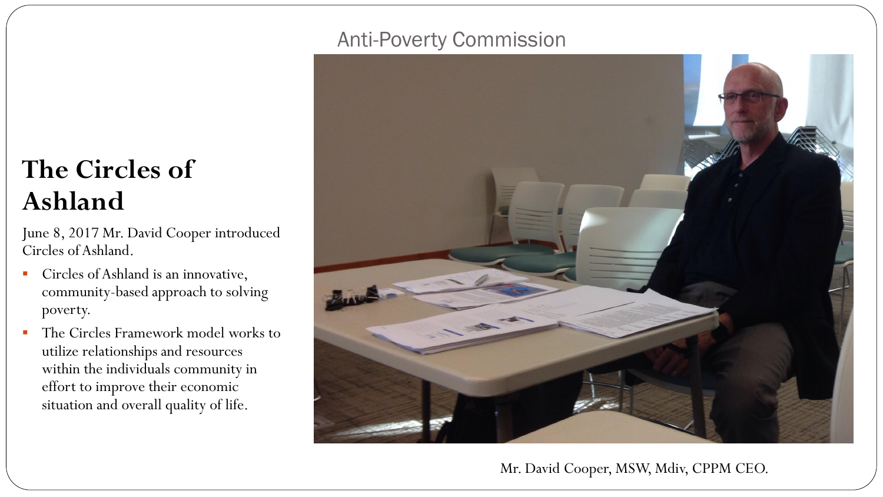Anti-Poverty Commission

# The Circles of Ashland

June 8, 2017 Mr. David Cooper introduced Circles of Ashland.

- Circles of Ashland is an innovative, community-based approach to solving poverty.
- The Circles Framework model works to utilize relationships and resources within the individuals community in effort to improve their economic situation and overall quality of life.

Mr. David Cooper, MSW, Mdiv, CPPM CEO.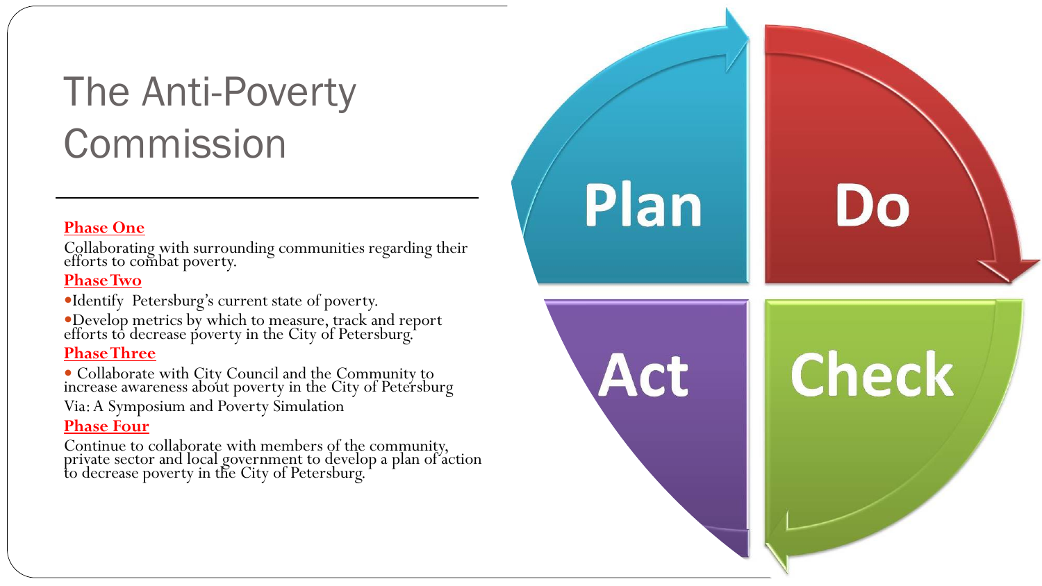# The Anti-Poverty Commission

**Phase One**

Collaborating with surrounding communities regarding their efforts to combat poverty.

**Phase Two**

- Identify Petersburg's current state of poverty.
- Develop metrics by which to measure, track and report efforts to decrease poverty in the City of Petersburg.

**Phase Three**

- Collaborate with City Council and the Community to increase awareness about poverty in the City of Petersburg

Via: A Symposium and Poverty Simulation

**Phase Four**

Continue to collaborate with members of the community, private sector and local government to develop a plan of action to decrease poverty in the City of Petersburg.

Plan

Do

Check

Act